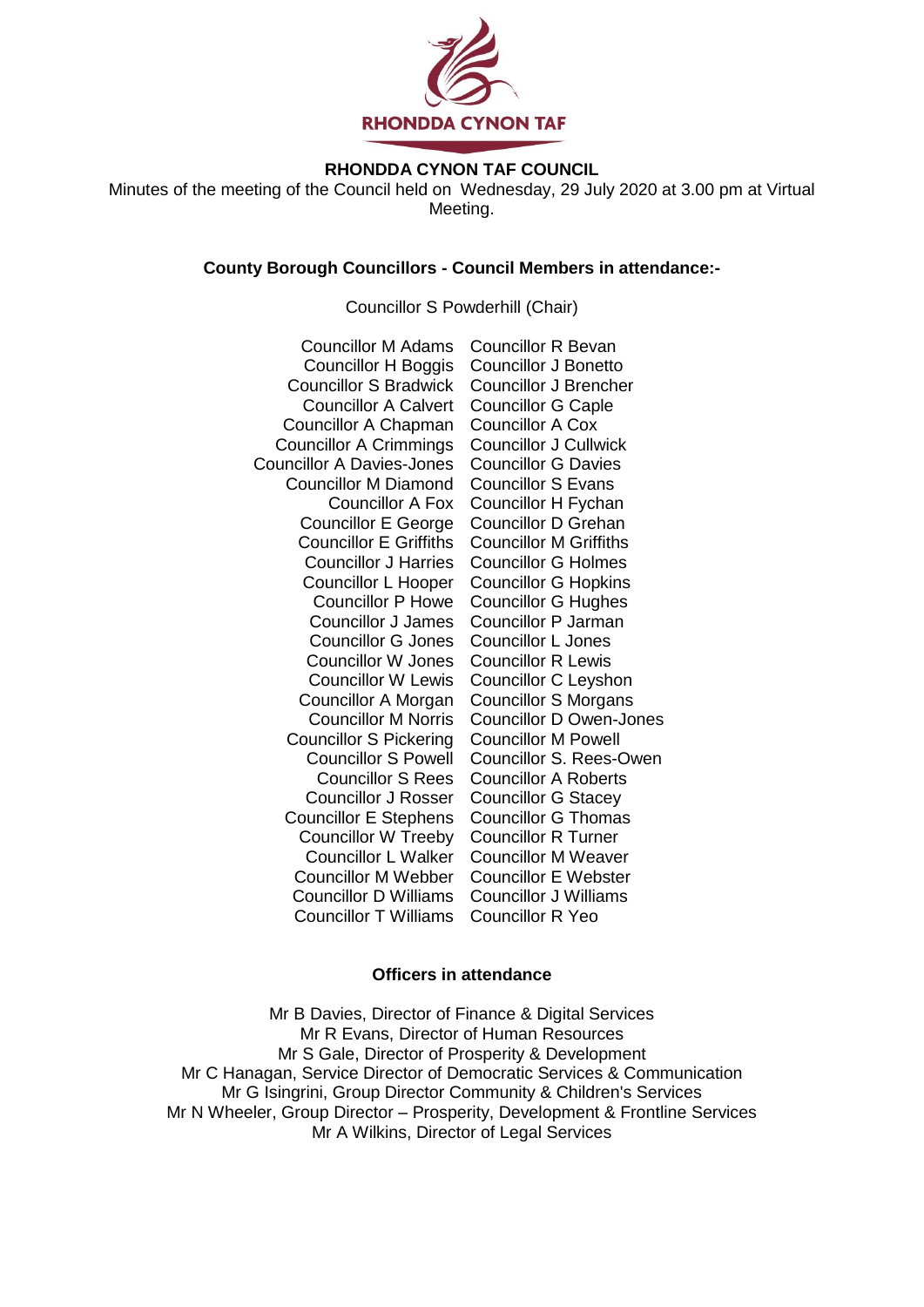**RHONDDA CYNON TAF**

# RHONDDA CYNON TAF COUNCIL

Minutes of the meeting of the Council held on Wednesday, 29 July 2020 at 3.00 pm at Virtual Meeting.

## County Borough Councillors - Council Members in attendance:-

Councillor S Powderhill (Chair)

| | |
|---|---|
| Councillor M Adams | Councillor R Bevan |
| Councillor H Boggis | Councillor J Bonetto |
| Councillor S Bradwick | Councillor J Brencher |
| Councillor A Calvert | Councillor G Caple |
| Councillor A Chapman | Councillor A Cox |
| Councillor A Crimmings | Councillor J Cullwick |
| Councillor A Davies-Jones | Councillor G Davies |
| Councillor M Diamond | Councillor S Evans |
| Councillor A Fox | Councillor H Fychan |
| Councillor E George | Councillor D Grehan |
| Councillor E Griffiths | Councillor M Griffiths |
| Councillor J Harries | Councillor G Holmes |
| Councillor L Hooper | Councillor G Hopkins |
| Councillor P Howe | Councillor G Hughes |
| Councillor J James | Councillor P Jarman |
| Councillor G Jones | Councillor L Jones |
| Councillor W Jones | Councillor R Lewis |
| Councillor W Lewis | Councillor C Leyshon |
| Councillor A Morgan | Councillor S Morgans |
| Councillor M Norris | Councillor D Owen-Jones |
| Councillor S Pickering | Councillor M Powell |
| Councillor S Powell | Councillor S. Rees-Owen |
| Councillor S Rees | Councillor A Roberts |
| Councillor J Rosser | Councillor G Stacey |
| Councillor E Stephens | Councillor G Thomas |
| Councillor W Treeby | Councillor R Turner |
| Councillor L Walker | Councillor M Weaver |
| Councillor M Webber | Councillor E Webster |
| Councillor D Williams | Councillor J Williams |
| Councillor T Williams | Councillor R Yeo |

## Officers in attendance

Mr B Davies, Director of Finance & Digital Services
Mr R Evans, Director of Human Resources
Mr S Gale, Director of Prosperity & Development
Mr C Hanagan, Service Director of Democratic Services & Communication
Mr G Isingrini, Group Director Community & Children's Services
Mr N Wheeler, Group Director – Prosperity, Development & Frontline Services
Mr A Wilkins, Director of Legal Services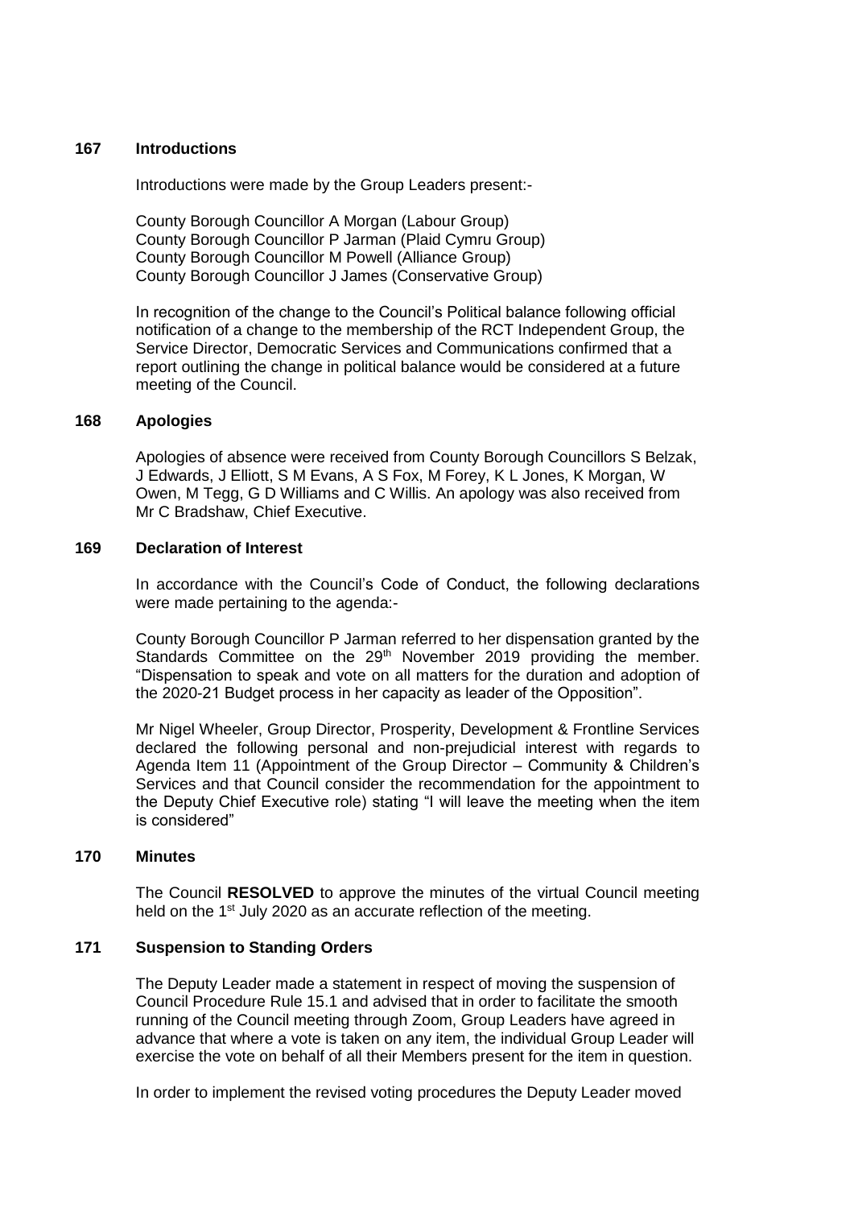## 167 Introductions

Introductions were made by the Group Leaders present:-

County Borough Councillor A Morgan (Labour Group)
County Borough Councillor P Jarman (Plaid Cymru Group)
County Borough Councillor M Powell (Alliance Group)
County Borough Councillor J James (Conservative Group)

In recognition of the change to the Council's Political balance following official notification of a change to the membership of the RCT Independent Group, the Service Director, Democratic Services and Communications confirmed that a report outlining the change in political balance would be considered at a future meeting of the Council.

## 168 Apologies

Apologies of absence were received from County Borough Councillors S Belzak, J Edwards, J Elliott, S M Evans, A S Fox, M Forey, K L Jones, K Morgan, W Owen, M Tegg, G D Williams and C Willis. An apology was also received from Mr C Bradshaw, Chief Executive.

## 169 Declaration of Interest

In accordance with the Council's Code of Conduct, the following declarations were made pertaining to the agenda:-

County Borough Councillor P Jarman referred to her dispensation granted by the Standards Committee on the 29th November 2019 providing the member. "Dispensation to speak and vote on all matters for the duration and adoption of the 2020-21 Budget process in her capacity as leader of the Opposition".

Mr Nigel Wheeler, Group Director, Prosperity, Development & Frontline Services declared the following personal and non-prejudicial interest with regards to Agenda Item 11 (Appointment of the Group Director – Community & Children's Services and that Council consider the recommendation for the appointment to the Deputy Chief Executive role) stating "I will leave the meeting when the item is considered"

## 170 Minutes

The Council **RESOLVED** to approve the minutes of the virtual Council meeting held on the 1st July 2020 as an accurate reflection of the meeting.

## 171 Suspension to Standing Orders

The Deputy Leader made a statement in respect of moving the suspension of Council Procedure Rule 15.1 and advised that in order to facilitate the smooth running of the Council meeting through Zoom, Group Leaders have agreed in advance that where a vote is taken on any item, the individual Group Leader will exercise the vote on behalf of all their Members present for the item in question.

In order to implement the revised voting procedures the Deputy Leader moved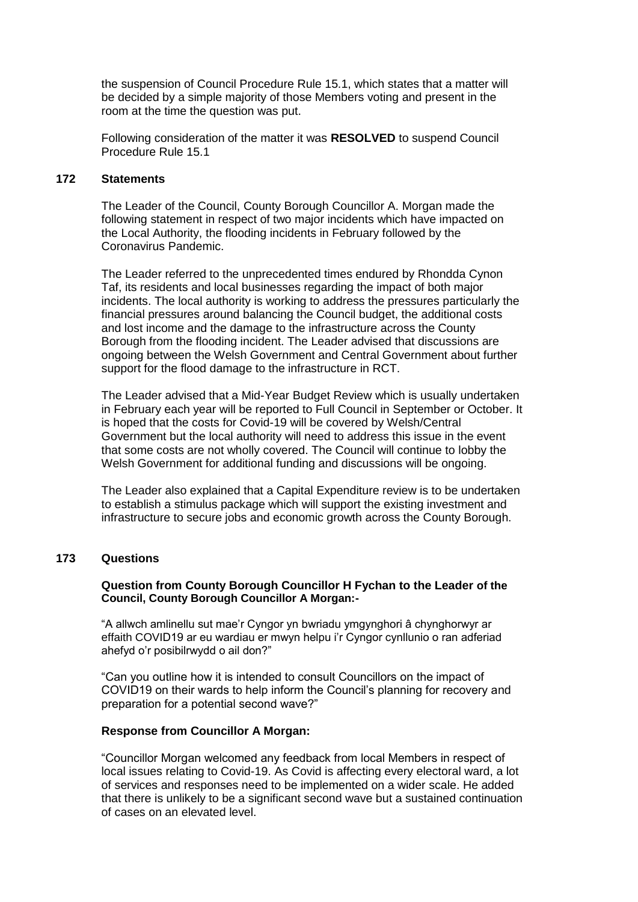the suspension of Council Procedure Rule 15.1, which states that a matter will be decided by a simple majority of those Members voting and present in the room at the time the question was put.

Following consideration of the matter it was **RESOLVED** to suspend Council Procedure Rule 15.1

## 172 Statements

The Leader of the Council, County Borough Councillor A. Morgan made the following statement in respect of two major incidents which have impacted on the Local Authority, the flooding incidents in February followed by the Coronavirus Pandemic.

The Leader referred to the unprecedented times endured by Rhondda Cynon Taf, its residents and local businesses regarding the impact of both major incidents. The local authority is working to address the pressures particularly the financial pressures around balancing the Council budget, the additional costs and lost income and the damage to the infrastructure across the County Borough from the flooding incident. The Leader advised that discussions are ongoing between the Welsh Government and Central Government about further support for the flood damage to the infrastructure in RCT.

The Leader advised that a Mid-Year Budget Review which is usually undertaken in February each year will be reported to Full Council in September or October. It is hoped that the costs for Covid-19 will be covered by Welsh/Central Government but the local authority will need to address this issue in the event that some costs are not wholly covered. The Council will continue to lobby the Welsh Government for additional funding and discussions will be ongoing.

The Leader also explained that a Capital Expenditure review is to be undertaken to establish a stimulus package which will support the existing investment and infrastructure to secure jobs and economic growth across the County Borough.

## 173 Questions

**Question from County Borough Councillor H Fychan to the Leader of the Council, County Borough Councillor A Morgan:-**

"A allwch amlinellu sut mae'r Cyngor yn bwriadu ymgynghori â chynghorwyr ar effaith COVID19 ar eu wardiau er mwyn helpu i'r Cyngor cynllunio o ran adferiad ahefyd o'r posibilrwydd o ail don?"

"Can you outline how it is intended to consult Councillors on the impact of COVID19 on their wards to help inform the Council's planning for recovery and preparation for a potential second wave?"

**Response from Councillor A Morgan:**

"Councillor Morgan welcomed any feedback from local Members in respect of local issues relating to Covid-19. As Covid is affecting every electoral ward, a lot of services and responses need to be implemented on a wider scale. He added that there is unlikely to be a significant second wave but a sustained continuation of cases on an elevated level.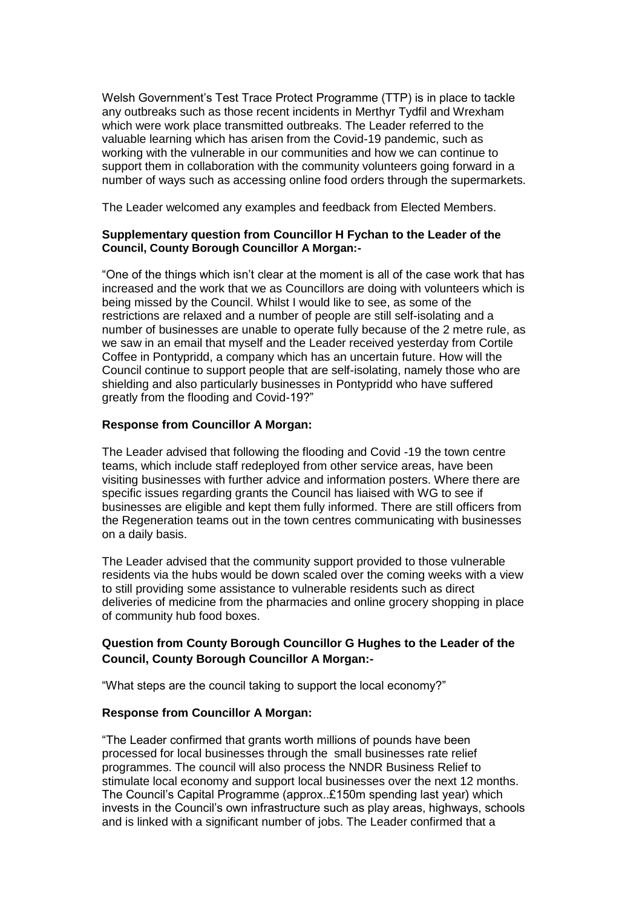Welsh Government's Test Trace Protect Programme (TTP) is in place to tackle any outbreaks such as those recent incidents in Merthyr Tydfil and Wrexham which were work place transmitted outbreaks. The Leader referred to the valuable learning which has arisen from the Covid-19 pandemic, such as working with the vulnerable in our communities and how we can continue to support them in collaboration with the community volunteers going forward in a number of ways such as accessing online food orders through the supermarkets.

The Leader welcomed any examples and feedback from Elected Members.

**Supplementary question from Councillor H Fychan to the Leader of the Council, County Borough Councillor A Morgan:-**

"One of the things which isn't clear at the moment is all of the case work that has increased and the work that we as Councillors are doing with volunteers which is being missed by the Council. Whilst I would like to see, as some of the restrictions are relaxed and a number of people are still self-isolating and a number of businesses are unable to operate fully because of the 2 metre rule, as we saw in an email that myself and the Leader received yesterday from Cortile Coffee in Pontypridd, a company which has an uncertain future. How will the Council continue to support people that are self-isolating, namely those who are shielding and also particularly businesses in Pontypridd who have suffered greatly from the flooding and Covid-19?"

**Response from Councillor A Morgan:**

The Leader advised that following the flooding and Covid -19 the town centre teams, which include staff redeployed from other service areas, have been visiting businesses with further advice and information posters. Where there are specific issues regarding grants the Council has liaised with WG to see if businesses are eligible and kept them fully informed. There are still officers from the Regeneration teams out in the town centres communicating with businesses on a daily basis.

The Leader advised that the community support provided to those vulnerable residents via the hubs would be down scaled over the coming weeks with a view to still providing some assistance to vulnerable residents such as direct deliveries of medicine from the pharmacies and online grocery shopping in place of community hub food boxes.

**Question from County Borough Councillor G Hughes to the Leader of the Council, County Borough Councillor A Morgan:-**

"What steps are the council taking to support the local economy?"

**Response from Councillor A Morgan:**

"The Leader confirmed that grants worth millions of pounds have been processed for local businesses through the small businesses rate relief programmes. The council will also process the NNDR Business Relief to stimulate local economy and support local businesses over the next 12 months. The Council's Capital Programme (approx..£150m spending last year) which invests in the Council's own infrastructure such as play areas, highways, schools and is linked with a significant number of jobs. The Leader confirmed that a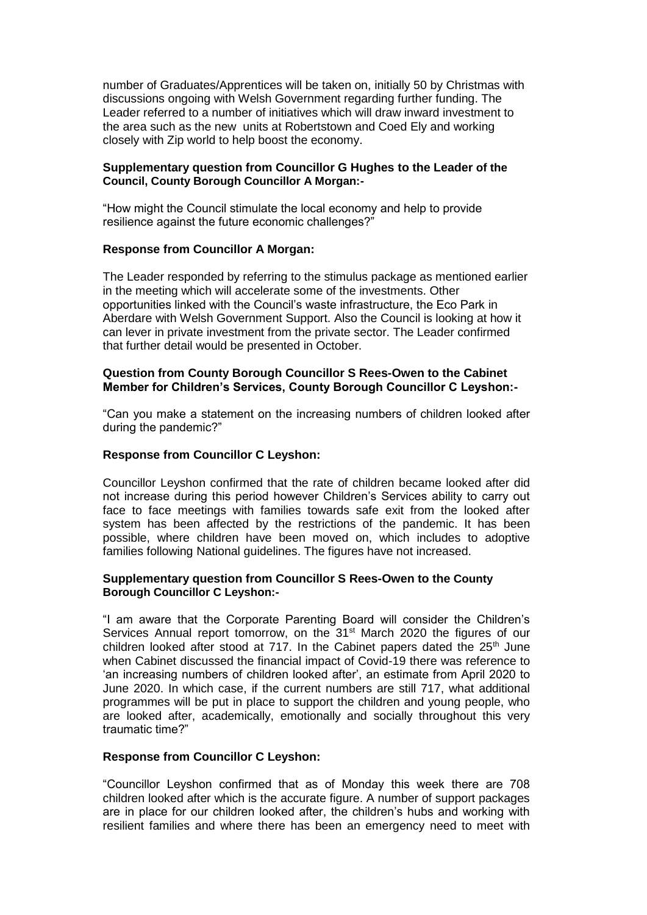number of Graduates/Apprentices will be taken on, initially 50 by Christmas with discussions ongoing with Welsh Government regarding further funding. The Leader referred to a number of initiatives which will draw inward investment to the area such as the new units at Robertstown and Coed Ely and working closely with Zip world to help boost the economy.

**Supplementary question from Councillor G Hughes to the Leader of the Council, County Borough Councillor A Morgan:-**

"How might the Council stimulate the local economy and help to provide resilience against the future economic challenges?"

**Response from Councillor A Morgan:**

The Leader responded by referring to the stimulus package as mentioned earlier in the meeting which will accelerate some of the investments. Other opportunities linked with the Council's waste infrastructure, the Eco Park in Aberdare with Welsh Government Support. Also the Council is looking at how it can lever in private investment from the private sector. The Leader confirmed that further detail would be presented in October.

**Question from County Borough Councillor S Rees-Owen to the Cabinet Member for Children's Services, County Borough Councillor C Leyshon:-**

"Can you make a statement on the increasing numbers of children looked after during the pandemic?"

**Response from Councillor C Leyshon:**

Councillor Leyshon confirmed that the rate of children became looked after did not increase during this period however Children's Services ability to carry out face to face meetings with families towards safe exit from the looked after system has been affected by the restrictions of the pandemic. It has been possible, where children have been moved on, which includes to adoptive families following National guidelines. The figures have not increased.

**Supplementary question from Councillor S Rees-Owen to the County Borough Councillor C Leyshon:-**

"I am aware that the Corporate Parenting Board will consider the Children's Services Annual report tomorrow, on the 31st March 2020 the figures of our children looked after stood at 717. In the Cabinet papers dated the 25th June when Cabinet discussed the financial impact of Covid-19 there was reference to 'an increasing numbers of children looked after', an estimate from April 2020 to June 2020. In which case, if the current numbers are still 717, what additional programmes will be put in place to support the children and young people, who are looked after, academically, emotionally and socially throughout this very traumatic time?"

**Response from Councillor C Leyshon:**

"Councillor Leyshon confirmed that as of Monday this week there are 708 children looked after which is the accurate figure. A number of support packages are in place for our children looked after, the children's hubs and working with resilient families and where there has been an emergency need to meet with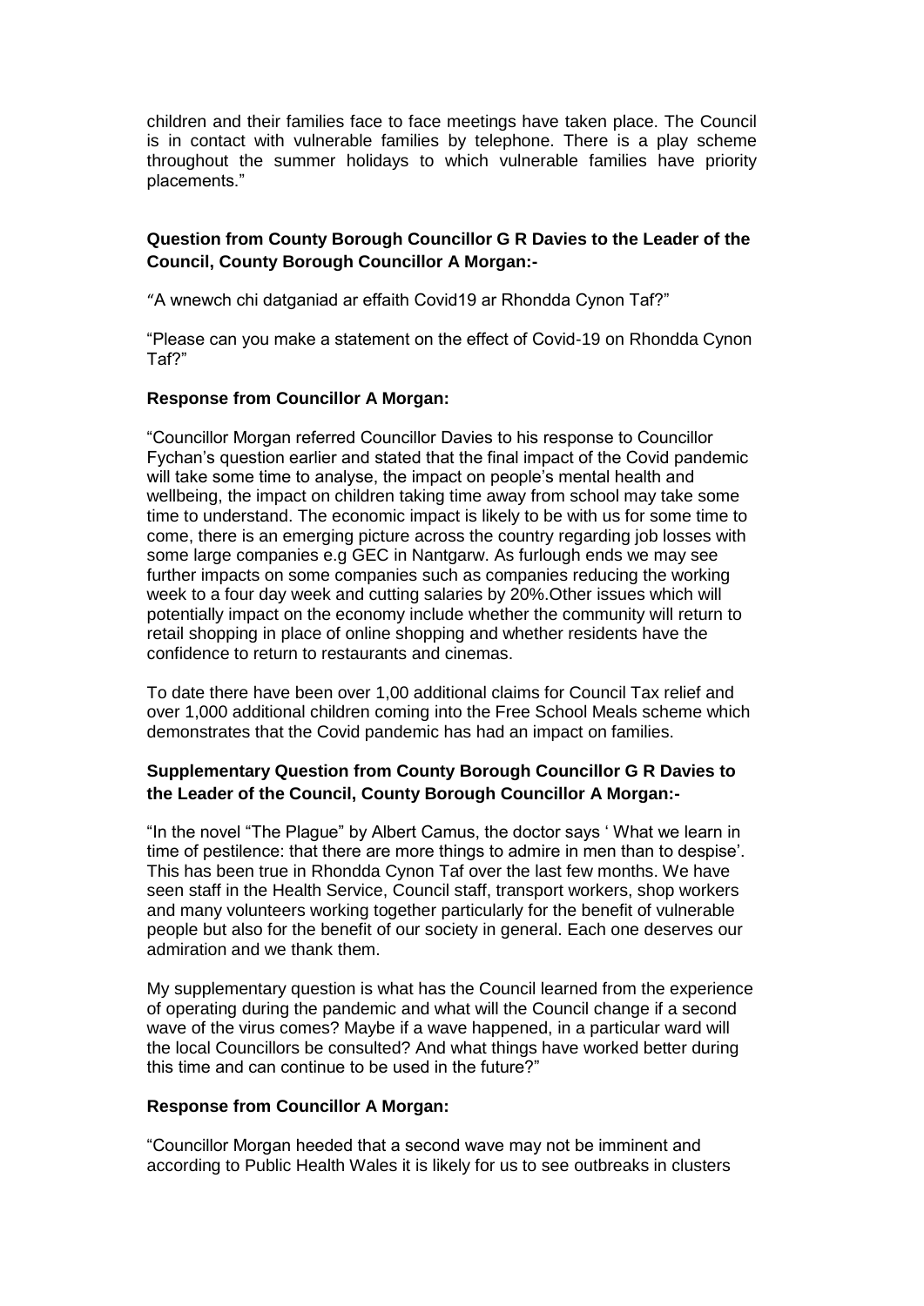children and their families face to face meetings have taken place. The Council is in contact with vulnerable families by telephone. There is a play scheme throughout the summer holidays to which vulnerable families have priority placements."

**Question from County Borough Councillor G R Davies to the Leader of the Council, County Borough Councillor A Morgan:-**

"A wnewch chi datganiad ar effaith Covid19 ar Rhondda Cynon Taf?"

"Please can you make a statement on the effect of Covid-19 on Rhondda Cynon Taf?"

**Response from Councillor A Morgan:**

"Councillor Morgan referred Councillor Davies to his response to Councillor Fychan's question earlier and stated that the final impact of the Covid pandemic will take some time to analyse, the impact on people's mental health and wellbeing, the impact on children taking time away from school may take some time to understand. The economic impact is likely to be with us for some time to come, there is an emerging picture across the country regarding job losses with some large companies e.g GEC in Nantgarw. As furlough ends we may see further impacts on some companies such as companies reducing the working week to a four day week and cutting salaries by 20%.Other issues which will potentially impact on the economy include whether the community will return to retail shopping in place of online shopping and whether residents have the confidence to return to restaurants and cinemas.

To date there have been over 1,00 additional claims for Council Tax relief and over 1,000 additional children coming into the Free School Meals scheme which demonstrates that the Covid pandemic has had an impact on families.

**Supplementary Question from County Borough Councillor G R Davies to the Leader of the Council, County Borough Councillor A Morgan:-**

"In the novel "The Plague" by Albert Camus, the doctor says ' What we learn in time of pestilence: that there are more things to admire in men than to despise'. This has been true in Rhondda Cynon Taf over the last few months. We have seen staff in the Health Service, Council staff, transport workers, shop workers and many volunteers working together particularly for the benefit of vulnerable people but also for the benefit of our society in general. Each one deserves our admiration and we thank them.

My supplementary question is what has the Council learned from the experience of operating during the pandemic and what will the Council change if a second wave of the virus comes? Maybe if a wave happened, in a particular ward will the local Councillors be consulted? And what things have worked better during this time and can continue to be used in the future?"

**Response from Councillor A Morgan:**

"Councillor Morgan heeded that a second wave may not be imminent and according to Public Health Wales it is likely for us to see outbreaks in clusters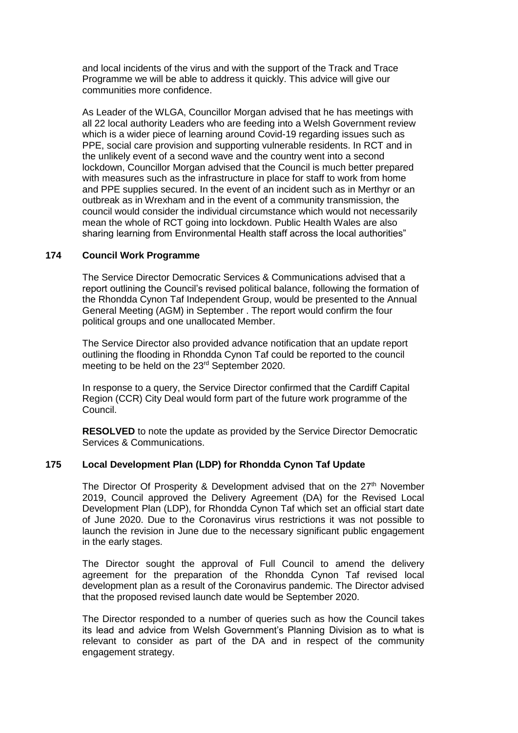and local incidents of the virus and with the support of the Track and Trace Programme we will be able to address it quickly. This advice will give our communities more confidence.

As Leader of the WLGA, Councillor Morgan advised that he has meetings with all 22 local authority Leaders who are feeding into a Welsh Government review which is a wider piece of learning around Covid-19 regarding issues such as PPE, social care provision and supporting vulnerable residents. In RCT and in the unlikely event of a second wave and the country went into a second lockdown, Councillor Morgan advised that the Council is much better prepared with measures such as the infrastructure in place for staff to work from home and PPE supplies secured. In the event of an incident such as in Merthyr or an outbreak as in Wrexham and in the event of a community transmission, the council would consider the individual circumstance which would not necessarily mean the whole of RCT going into lockdown. Public Health Wales are also sharing learning from Environmental Health staff across the local authorities"

## 174 Council Work Programme

The Service Director Democratic Services & Communications advised that a report outlining the Council's revised political balance, following the formation of the Rhondda Cynon Taf Independent Group, would be presented to the Annual General Meeting (AGM) in September . The report would confirm the four political groups and one unallocated Member.

The Service Director also provided advance notification that an update report outlining the flooding in Rhondda Cynon Taf could be reported to the council meeting to be held on the 23rd September 2020.

In response to a query, the Service Director confirmed that the Cardiff Capital Region (CCR) City Deal would form part of the future work programme of the Council.

**RESOLVED** to note the update as provided by the Service Director Democratic Services & Communications.

## 175 Local Development Plan (LDP) for Rhondda Cynon Taf Update

The Director Of Prosperity & Development advised that on the 27th November 2019, Council approved the Delivery Agreement (DA) for the Revised Local Development Plan (LDP), for Rhondda Cynon Taf which set an official start date of June 2020. Due to the Coronavirus virus restrictions it was not possible to launch the revision in June due to the necessary significant public engagement in the early stages.

The Director sought the approval of Full Council to amend the delivery agreement for the preparation of the Rhondda Cynon Taf revised local development plan as a result of the Coronavirus pandemic. The Director advised that the proposed revised launch date would be September 2020.

The Director responded to a number of queries such as how the Council takes its lead and advice from Welsh Government's Planning Division as to what is relevant to consider as part of the DA and in respect of the community engagement strategy.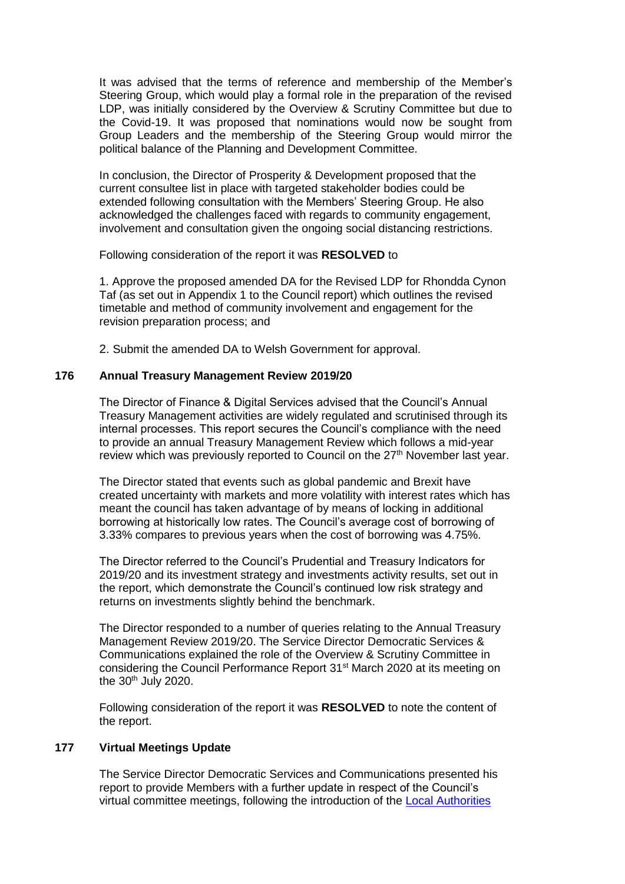It was advised that the terms of reference and membership of the Member's Steering Group, which would play a formal role in the preparation of the revised LDP, was initially considered by the Overview & Scrutiny Committee but due to the Covid-19. It was proposed that nominations would now be sought from Group Leaders and the membership of the Steering Group would mirror the political balance of the Planning and Development Committee.

In conclusion, the Director of Prosperity & Development proposed that the current consultee list in place with targeted stakeholder bodies could be extended following consultation with the Members' Steering Group. He also acknowledged the challenges faced with regards to community engagement, involvement and consultation given the ongoing social distancing restrictions.

Following consideration of the report it was **RESOLVED** to

1. Approve the proposed amended DA for the Revised LDP for Rhondda Cynon Taf (as set out in Appendix 1 to the Council report) which outlines the revised timetable and method of community involvement and engagement for the revision preparation process; and

2. Submit the amended DA to Welsh Government for approval.

## 176 Annual Treasury Management Review 2019/20

The Director of Finance & Digital Services advised that the Council's Annual Treasury Management activities are widely regulated and scrutinised through its internal processes. This report secures the Council's compliance with the need to provide an annual Treasury Management Review which follows a mid-year review which was previously reported to Council on the 27th November last year.

The Director stated that events such as global pandemic and Brexit have created uncertainty with markets and more volatility with interest rates which has meant the council has taken advantage of by means of locking in additional borrowing at historically low rates. The Council's average cost of borrowing of 3.33% compares to previous years when the cost of borrowing was 4.75%.

The Director referred to the Council's Prudential and Treasury Indicators for 2019/20 and its investment strategy and investments activity results, set out in the report, which demonstrate the Council's continued low risk strategy and returns on investments slightly behind the benchmark.

The Director responded to a number of queries relating to the Annual Treasury Management Review 2019/20. The Service Director Democratic Services & Communications explained the role of the Overview & Scrutiny Committee in considering the Council Performance Report 31st March 2020 at its meeting on the 30th July 2020.

Following consideration of the report it was **RESOLVED** to note the content of the report.

## 177 Virtual Meetings Update

The Service Director Democratic Services and Communications presented his report to provide Members with a further update in respect of the Council's virtual committee meetings, following the introduction of the Local Authorities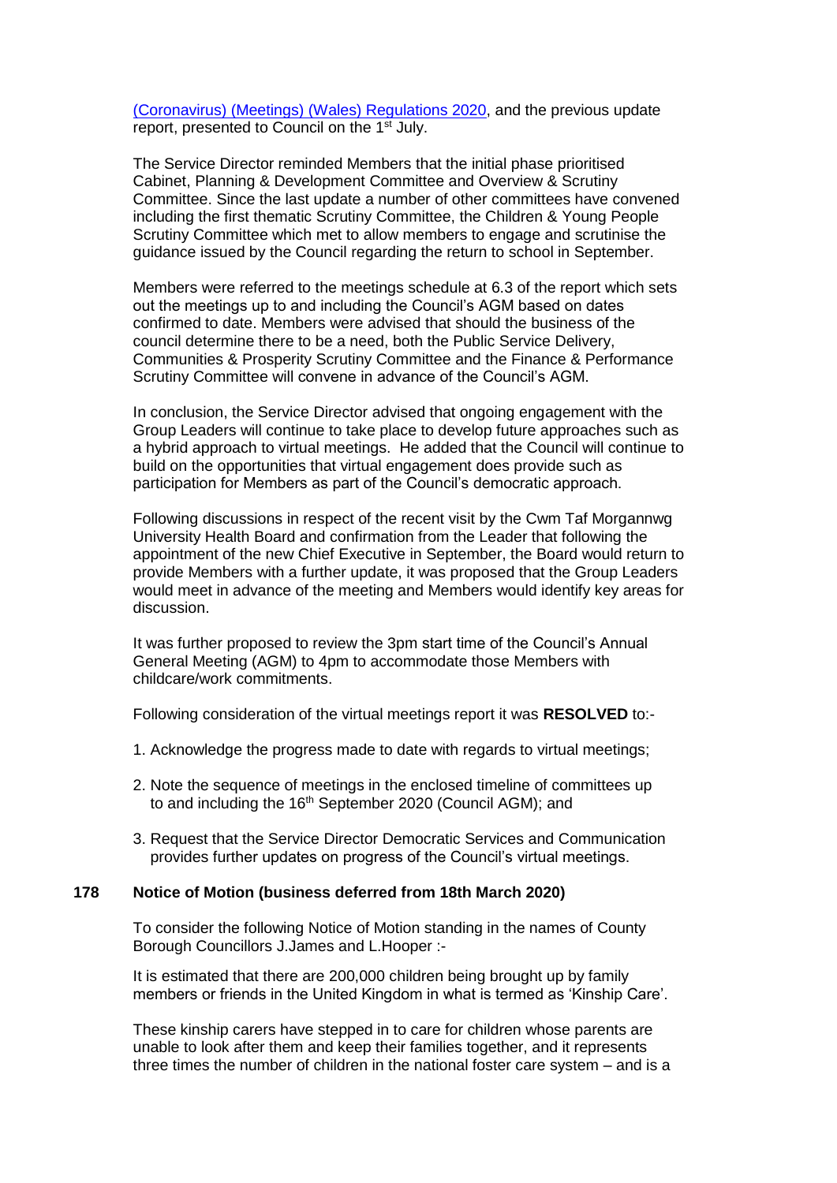[(Coronavirus) (Meetings) (Wales) Regulations 2020](), and the previous update report, presented to Council on the 1st July.

The Service Director reminded Members that the initial phase prioritised Cabinet, Planning & Development Committee and Overview & Scrutiny Committee. Since the last update a number of other committees have convened including the first thematic Scrutiny Committee, the Children & Young People Scrutiny Committee which met to allow members to engage and scrutinise the guidance issued by the Council regarding the return to school in September.

Members were referred to the meetings schedule at 6.3 of the report which sets out the meetings up to and including the Council's AGM based on dates confirmed to date. Members were advised that should the business of the council determine there to be a need, both the Public Service Delivery, Communities & Prosperity Scrutiny Committee and the Finance & Performance Scrutiny Committee will convene in advance of the Council's AGM.

In conclusion, the Service Director advised that ongoing engagement with the Group Leaders will continue to take place to develop future approaches such as a hybrid approach to virtual meetings. He added that the Council will continue to build on the opportunities that virtual engagement does provide such as participation for Members as part of the Council's democratic approach.

Following discussions in respect of the recent visit by the Cwm Taf Morgannwg University Health Board and confirmation from the Leader that following the appointment of the new Chief Executive in September, the Board would return to provide Members with a further update, it was proposed that the Group Leaders would meet in advance of the meeting and Members would identify key areas for discussion.

It was further proposed to review the 3pm start time of the Council's Annual General Meeting (AGM) to 4pm to accommodate those Members with childcare/work commitments.

Following consideration of the virtual meetings report it was **RESOLVED** to:-

1. Acknowledge the progress made to date with regards to virtual meetings;
2. Note the sequence of meetings in the enclosed timeline of committees up to and including the 16th September 2020 (Council AGM); and
3. Request that the Service Director Democratic Services and Communication provides further updates on progress of the Council's virtual meetings.

## 178 Notice of Motion (business deferred from 18th March 2020)

To consider the following Notice of Motion standing in the names of County Borough Councillors J.James and L.Hooper :-

It is estimated that there are 200,000 children being brought up by family members or friends in the United Kingdom in what is termed as 'Kinship Care'.

These kinship carers have stepped in to care for children whose parents are unable to look after them and keep their families together, and it represents three times the number of children in the national foster care system – and is a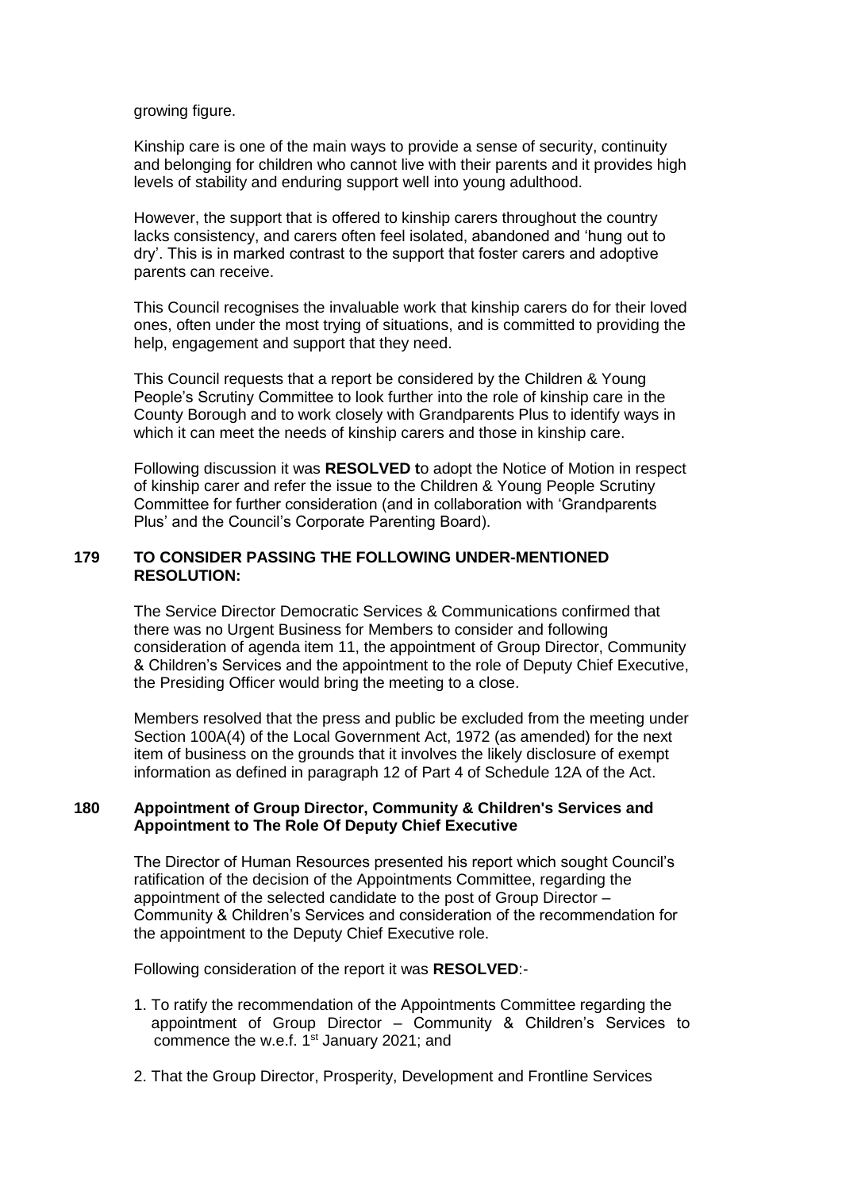growing figure.

Kinship care is one of the main ways to provide a sense of security, continuity and belonging for children who cannot live with their parents and it provides high levels of stability and enduring support well into young adulthood.

However, the support that is offered to kinship carers throughout the country lacks consistency, and carers often feel isolated, abandoned and 'hung out to dry'. This is in marked contrast to the support that foster carers and adoptive parents can receive.

This Council recognises the invaluable work that kinship carers do for their loved ones, often under the most trying of situations, and is committed to providing the help, engagement and support that they need.

This Council requests that a report be considered by the Children & Young People's Scrutiny Committee to look further into the role of kinship care in the County Borough and to work closely with Grandparents Plus to identify ways in which it can meet the needs of kinship carers and those in kinship care.

Following discussion it was **RESOLVED t**o adopt the Notice of Motion in respect of kinship carer and refer the issue to the Children & Young People Scrutiny Committee for further consideration (and in collaboration with 'Grandparents Plus' and the Council's Corporate Parenting Board).

## 179 TO CONSIDER PASSING THE FOLLOWING UNDER-MENTIONED RESOLUTION:

The Service Director Democratic Services & Communications confirmed that there was no Urgent Business for Members to consider and following consideration of agenda item 11, the appointment of Group Director, Community & Children's Services and the appointment to the role of Deputy Chief Executive, the Presiding Officer would bring the meeting to a close.

Members resolved that the press and public be excluded from the meeting under Section 100A(4) of the Local Government Act, 1972 (as amended) for the next item of business on the grounds that it involves the likely disclosure of exempt information as defined in paragraph 12 of Part 4 of Schedule 12A of the Act.

## 180 Appointment of Group Director, Community & Children's Services and Appointment to The Role Of Deputy Chief Executive

The Director of Human Resources presented his report which sought Council's ratification of the decision of the Appointments Committee, regarding the appointment of the selected candidate to the post of Group Director – Community & Children's Services and consideration of the recommendation for the appointment to the Deputy Chief Executive role.

Following consideration of the report it was **RESOLVED**:-

1. To ratify the recommendation of the Appointments Committee regarding the appointment of Group Director – Community & Children's Services to commence the w.e.f. 1st January 2021; and
2. That the Group Director, Prosperity, Development and Frontline Services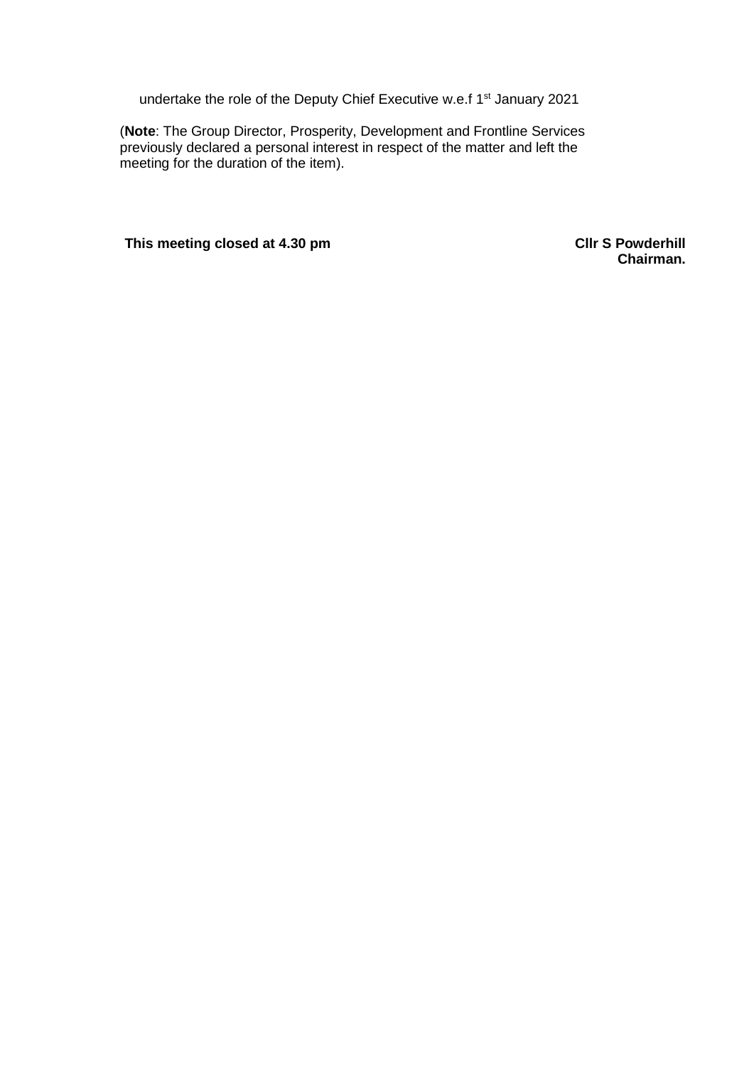undertake the role of the Deputy Chief Executive w.e.f 1st January 2021

(**Note**: The Group Director, Prosperity, Development and Frontline Services previously declared a personal interest in respect of the matter and left the meeting for the duration of the item).

**This meeting closed at 4.30 pm** **Cllr S Powderhill Chairman.**